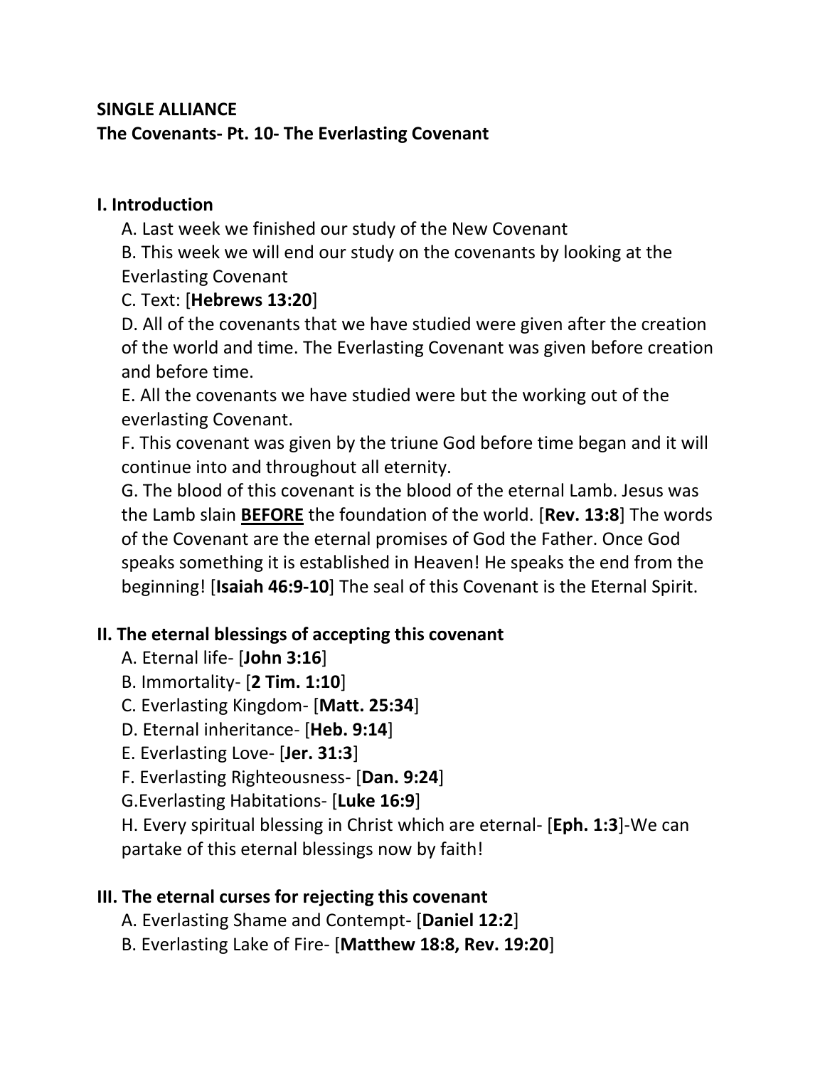**SINGLE ALLIANCE**
**The Covenants- Pt. 10- The Everlasting Covenant**

## I. Introduction

A. Last week we finished our study of the New Covenant

B. This week we will end our study on the covenants by looking at the Everlasting Covenant

C. Text: [**Hebrews 13:20**]

D. All of the covenants that we have studied were given after the creation of the world and time. The Everlasting Covenant was given before creation and before time.

E. All the covenants we have studied were but the working out of the everlasting Covenant.

F. This covenant was given by the triune God before time began and it will continue into and throughout all eternity.

G. The blood of this covenant is the blood of the eternal Lamb. Jesus was the Lamb slain **BEFORE** the foundation of the world. [**Rev. 13:8**] The words of the Covenant are the eternal promises of God the Father. Once God speaks something it is established in Heaven! He speaks the end from the beginning! [**Isaiah 46:9-10**] The seal of this Covenant is the Eternal Spirit.

## II. The eternal blessings of accepting this covenant

A. Eternal life- [**John 3:16**]

B. Immortality- [**2 Tim. 1:10**]

C. Everlasting Kingdom- [**Matt. 25:34**]

D. Eternal inheritance- [**Heb. 9:14**]

E. Everlasting Love- [**Jer. 31:3**]

F. Everlasting Righteousness- [**Dan. 9:24**]

G.Everlasting Habitations- [**Luke 16:9**]

H. Every spiritual blessing in Christ which are eternal- [**Eph. 1:3**]-We can partake of this eternal blessings now by faith!

## III. The eternal curses for rejecting this covenant

A. Everlasting Shame and Contempt- [**Daniel 12:2**]

B. Everlasting Lake of Fire- [**Matthew 18:8, Rev. 19:20**]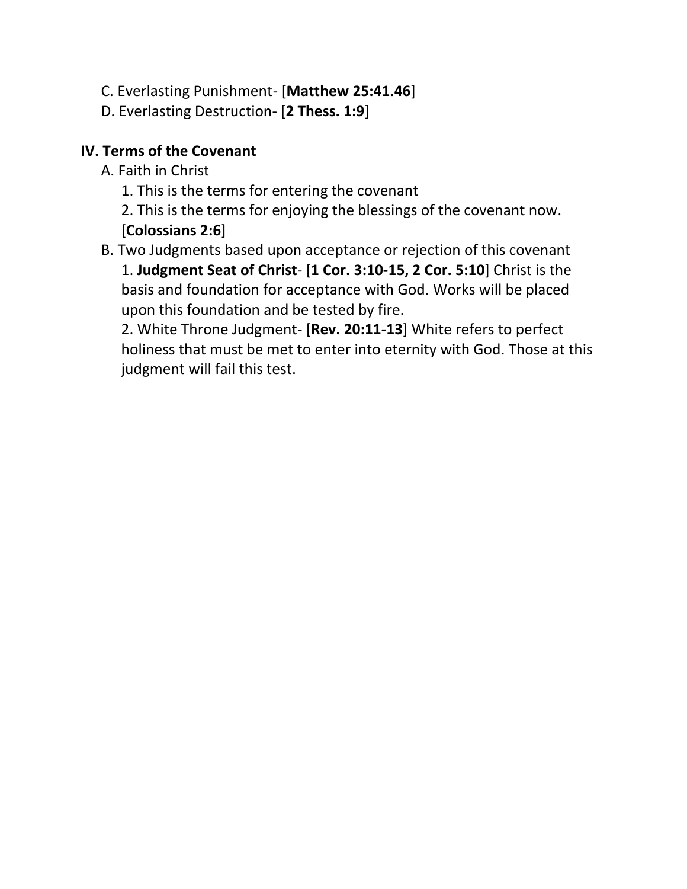C. Everlasting Punishment- [**Matthew 25:41.46**]
D. Everlasting Destruction- [**2 Thess. 1:9**]

**IV. Terms of the Covenant**

A. Faith in Christ
1. This is the terms for entering the covenant
2. This is the terms for enjoying the blessings of the covenant now. [**Colossians 2:6**]

B. Two Judgments based upon acceptance or rejection of this covenant
1. **Judgment Seat of Christ**- [**1 Cor. 3:10-15, 2 Cor. 5:10**] Christ is the basis and foundation for acceptance with God. Works will be placed upon this foundation and be tested by fire.
2. White Throne Judgment- [**Rev. 20:11-13**] White refers to perfect holiness that must be met to enter into eternity with God. Those at this judgment will fail this test.